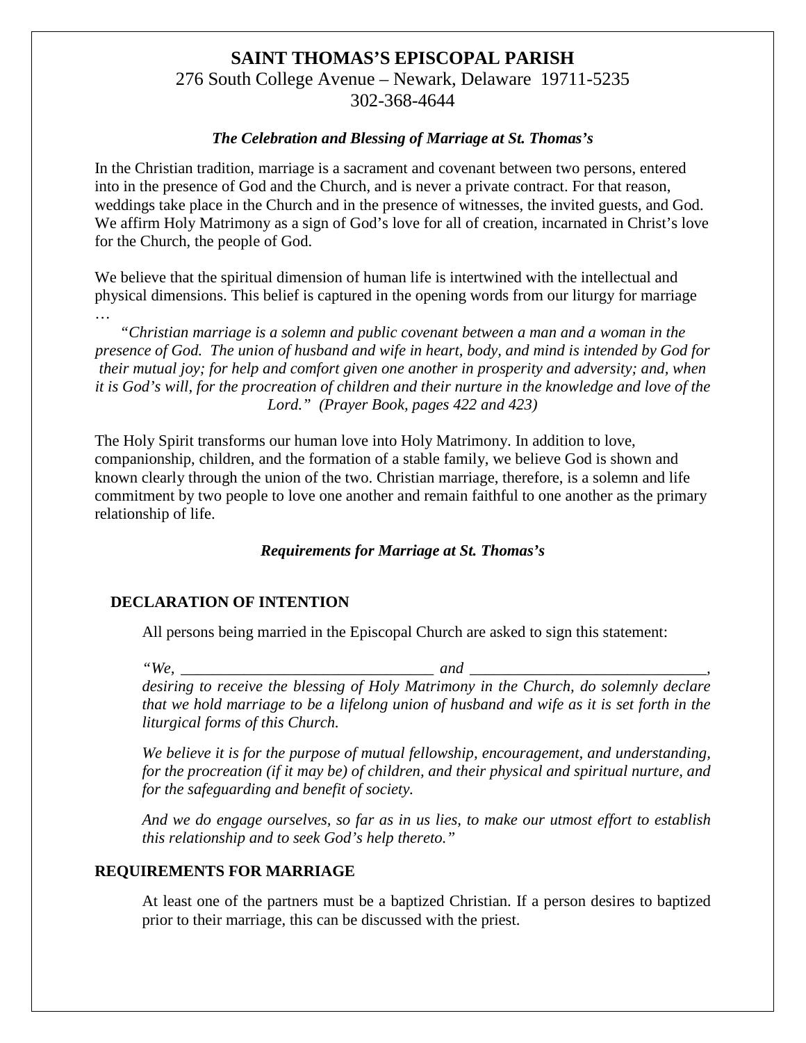# SAINT THOMAS'S EPISCOPAL PARISH

276 South College Avenue – Newark, Delaware 19711-5235
302-368-4644

### *The Celebration and Blessing of Marriage at St. Thomas's*

In the Christian tradition, marriage is a sacrament and covenant between two persons, entered into in the presence of God and the Church, and is never a private contract. For that reason, weddings take place in the Church and in the presence of witnesses, the invited guests, and God. We affirm Holy Matrimony as a sign of God's love for all of creation, incarnated in Christ's love for the Church, the people of God.

We believe that the spiritual dimension of human life is intertwined with the intellectual and physical dimensions. This belief is captured in the opening words from our liturgy for marriage …

*"Christian marriage is a solemn and public covenant between a man and a woman in the presence of God. The union of husband and wife in heart, body, and mind is intended by God for their mutual joy; for help and comfort given one another in prosperity and adversity; and, when it is God's will, for the procreation of children and their nurture in the knowledge and love of the Lord." (Prayer Book, pages 422 and 423)*

The Holy Spirit transforms our human love into Holy Matrimony. In addition to love, companionship, children, and the formation of a stable family, we believe God is shown and known clearly through the union of the two. Christian marriage, therefore, is a solemn and life commitment by two people to love one another and remain faithful to one another as the primary relationship of life.

### *Requirements for Marriage at St. Thomas's*

## DECLARATION OF INTENTION

All persons being married in the Episcopal Church are asked to sign this statement:

*"We, ________________________________ and ______________________________, desiring to receive the blessing of Holy Matrimony in the Church, do solemnly declare that we hold marriage to be a lifelong union of husband and wife as it is set forth in the liturgical forms of this Church.*

*We believe it is for the purpose of mutual fellowship, encouragement, and understanding, for the procreation (if it may be) of children, and their physical and spiritual nurture, and for the safeguarding and benefit of society.*

*And we do engage ourselves, so far as in us lies, to make our utmost effort to establish this relationship and to seek God's help thereto."*

## REQUIREMENTS FOR MARRIAGE

At least one of the partners must be a baptized Christian. If a person desires to baptized prior to their marriage, this can be discussed with the priest.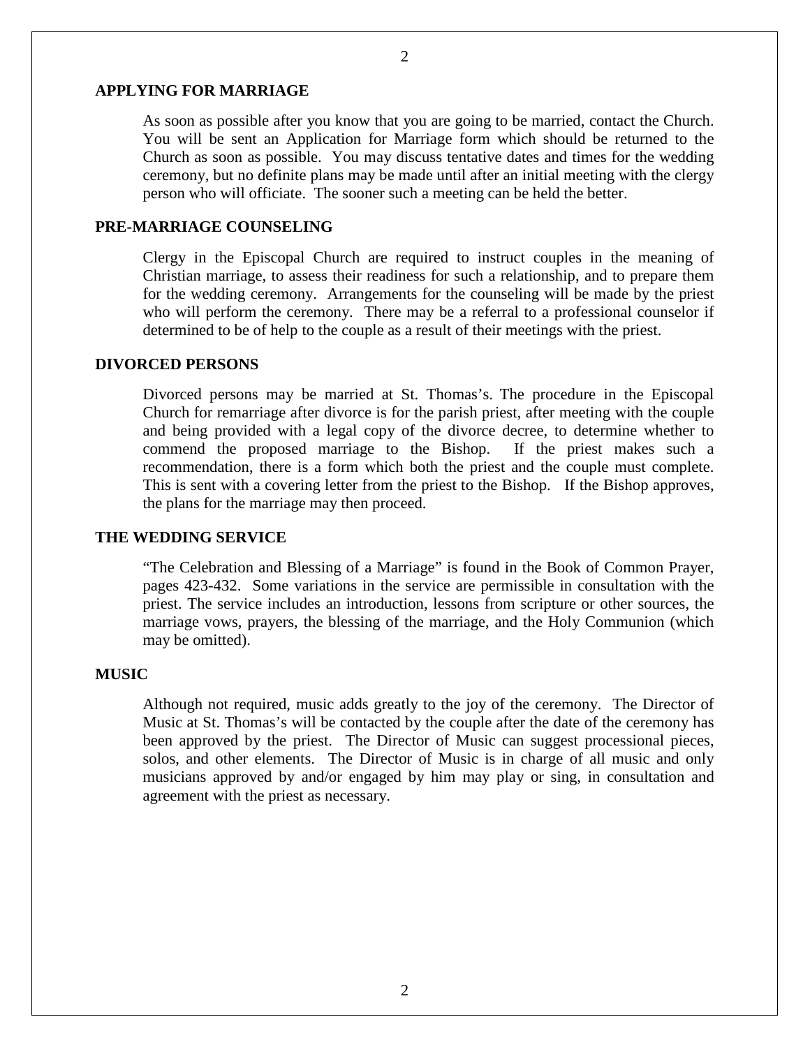## APPLYING FOR MARRIAGE

As soon as possible after you know that you are going to be married, contact the Church. You will be sent an Application for Marriage form which should be returned to the Church as soon as possible. You may discuss tentative dates and times for the wedding ceremony, but no definite plans may be made until after an initial meeting with the clergy person who will officiate. The sooner such a meeting can be held the better.

## PRE-MARRIAGE COUNSELING

Clergy in the Episcopal Church are required to instruct couples in the meaning of Christian marriage, to assess their readiness for such a relationship, and to prepare them for the wedding ceremony. Arrangements for the counseling will be made by the priest who will perform the ceremony. There may be a referral to a professional counselor if determined to be of help to the couple as a result of their meetings with the priest.

## DIVORCED PERSONS

Divorced persons may be married at St. Thomas's. The procedure in the Episcopal Church for remarriage after divorce is for the parish priest, after meeting with the couple and being provided with a legal copy of the divorce decree, to determine whether to commend the proposed marriage to the Bishop. If the priest makes such a recommendation, there is a form which both the priest and the couple must complete. This is sent with a covering letter from the priest to the Bishop. If the Bishop approves, the plans for the marriage may then proceed.

## THE WEDDING SERVICE

"The Celebration and Blessing of a Marriage" is found in the Book of Common Prayer, pages 423-432. Some variations in the service are permissible in consultation with the priest. The service includes an introduction, lessons from scripture or other sources, the marriage vows, prayers, the blessing of the marriage, and the Holy Communion (which may be omitted).

## MUSIC

Although not required, music adds greatly to the joy of the ceremony. The Director of Music at St. Thomas's will be contacted by the couple after the date of the ceremony has been approved by the priest. The Director of Music can suggest processional pieces, solos, and other elements. The Director of Music is in charge of all music and only musicians approved by and/or engaged by him may play or sing, in consultation and agreement with the priest as necessary.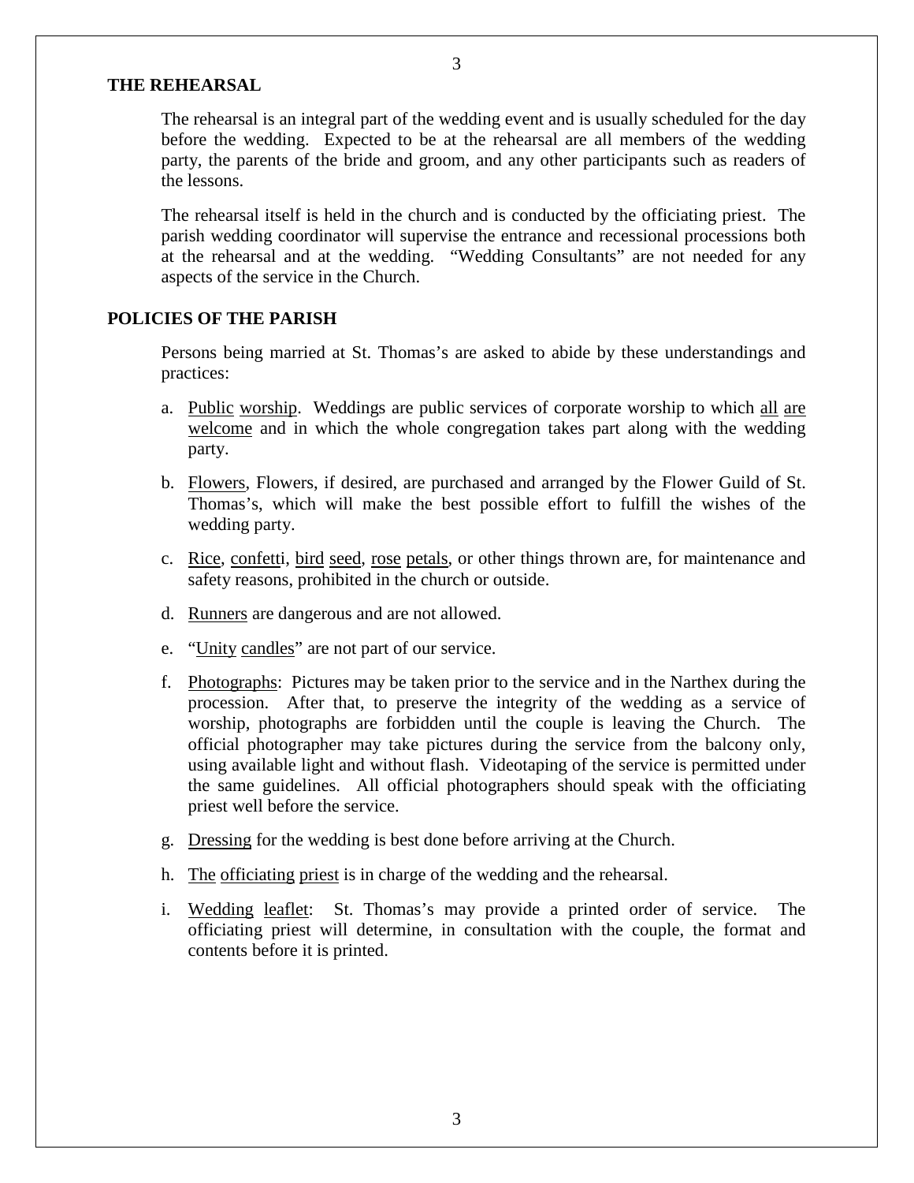## THE REHEARSAL

The rehearsal is an integral part of the wedding event and is usually scheduled for the day before the wedding. Expected to be at the rehearsal are all members of the wedding party, the parents of the bride and groom, and any other participants such as readers of the lessons.

The rehearsal itself is held in the church and is conducted by the officiating priest. The parish wedding coordinator will supervise the entrance and recessional processions both at the rehearsal and at the wedding. "Wedding Consultants" are not needed for any aspects of the service in the Church.

## POLICIES OF THE PARISH

Persons being married at St. Thomas's are asked to abide by these understandings and practices:

a. Public worship. Weddings are public services of corporate worship to which all are welcome and in which the whole congregation takes part along with the wedding party.

b. Flowers, Flowers, if desired, are purchased and arranged by the Flower Guild of St. Thomas's, which will make the best possible effort to fulfill the wishes of the wedding party.

c. Rice, confetti, bird seed, rose petals, or other things thrown are, for maintenance and safety reasons, prohibited in the church or outside.

d. Runners are dangerous and are not allowed.

e. "Unity candles" are not part of our service.

f. Photographs: Pictures may be taken prior to the service and in the Narthex during the procession. After that, to preserve the integrity of the wedding as a service of worship, photographs are forbidden until the couple is leaving the Church. The official photographer may take pictures during the service from the balcony only, using available light and without flash. Videotaping of the service is permitted under the same guidelines. All official photographers should speak with the officiating priest well before the service.

g. Dressing for the wedding is best done before arriving at the Church.

h. The officiating priest is in charge of the wedding and the rehearsal.

i. Wedding leaflet: St. Thomas's may provide a printed order of service. The officiating priest will determine, in consultation with the couple, the format and contents before it is printed.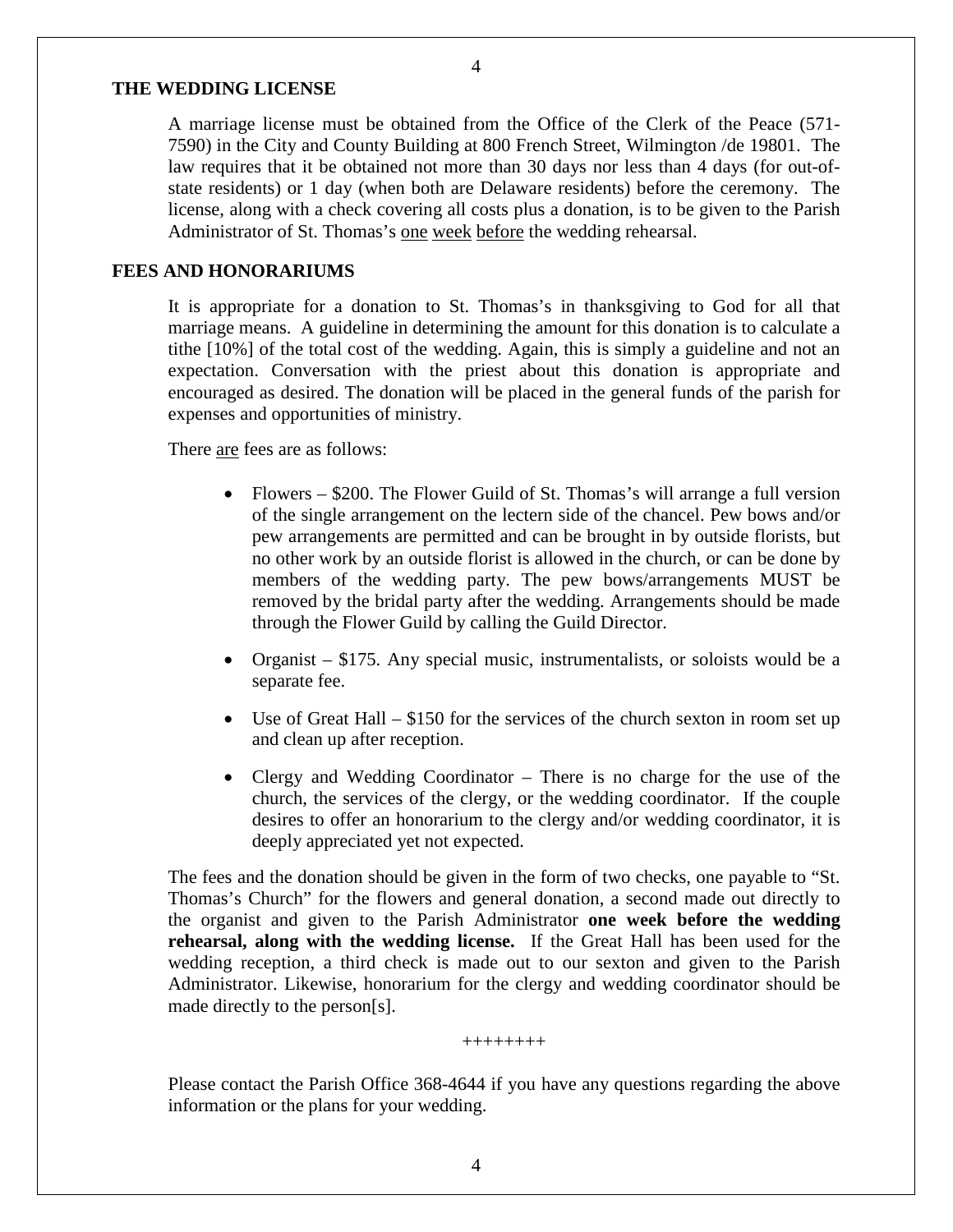## THE WEDDING LICENSE

A marriage license must be obtained from the Office of the Clerk of the Peace (571-7590) in the City and County Building at 800 French Street, Wilmington /de 19801. The law requires that it be obtained not more than 30 days nor less than 4 days (for out-of-state residents) or 1 day (when both are Delaware residents) before the ceremony. The license, along with a check covering all costs plus a donation, is to be given to the Parish Administrator of St. Thomas's one week before the wedding rehearsal.

## FEES AND HONORARIUMS

It is appropriate for a donation to St. Thomas's in thanksgiving to God for all that marriage means. A guideline in determining the amount for this donation is to calculate a tithe [10%] of the total cost of the wedding. Again, this is simply a guideline and not an expectation. Conversation with the priest about this donation is appropriate and encouraged as desired. The donation will be placed in the general funds of the parish for expenses and opportunities of ministry.

There are fees are as follows:

- Flowers – $200. The Flower Guild of St. Thomas's will arrange a full version of the single arrangement on the lectern side of the chancel. Pew bows and/or pew arrangements are permitted and can be brought in by outside florists, but no other work by an outside florist is allowed in the church, or can be done by members of the wedding party. The pew bows/arrangements MUST be removed by the bridal party after the wedding. Arrangements should be made through the Flower Guild by calling the Guild Director.
- Organist – $175. Any special music, instrumentalists, or soloists would be a separate fee.
- Use of Great Hall – $150 for the services of the church sexton in room set up and clean up after reception.
- Clergy and Wedding Coordinator – There is no charge for the use of the church, the services of the clergy, or the wedding coordinator. If the couple desires to offer an honorarium to the clergy and/or wedding coordinator, it is deeply appreciated yet not expected.

The fees and the donation should be given in the form of two checks, one payable to "St. Thomas's Church" for the flowers and general donation, a second made out directly to the organist and given to the Parish Administrator **one week before the wedding rehearsal, along with the wedding license.** If the Great Hall has been used for the wedding reception, a third check is made out to our sexton and given to the Parish Administrator. Likewise, honorarium for the clergy and wedding coordinator should be made directly to the person[s].

++++++++

Please contact the Parish Office 368-4644 if you have any questions regarding the above information or the plans for your wedding.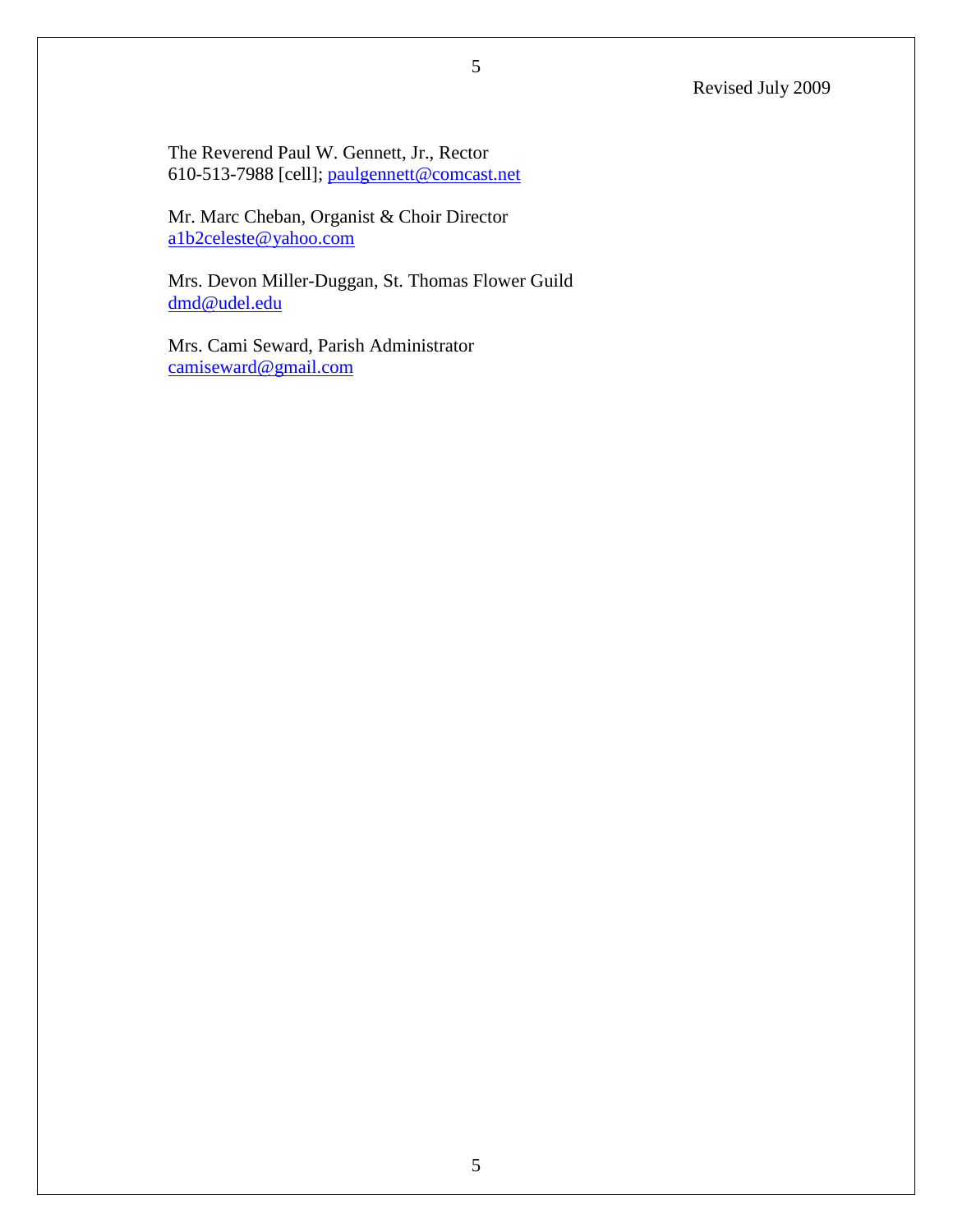Revised July 2009

The Reverend Paul W. Gennett, Jr., Rector
610-513-7988 [cell]; paulgennett@comcast.net

Mr. Marc Cheban, Organist & Choir Director
a1b2celeste@yahoo.com

Mrs. Devon Miller-Duggan, St. Thomas Flower Guild
dmd@udel.edu

Mrs. Cami Seward, Parish Administrator
camiseward@gmail.com